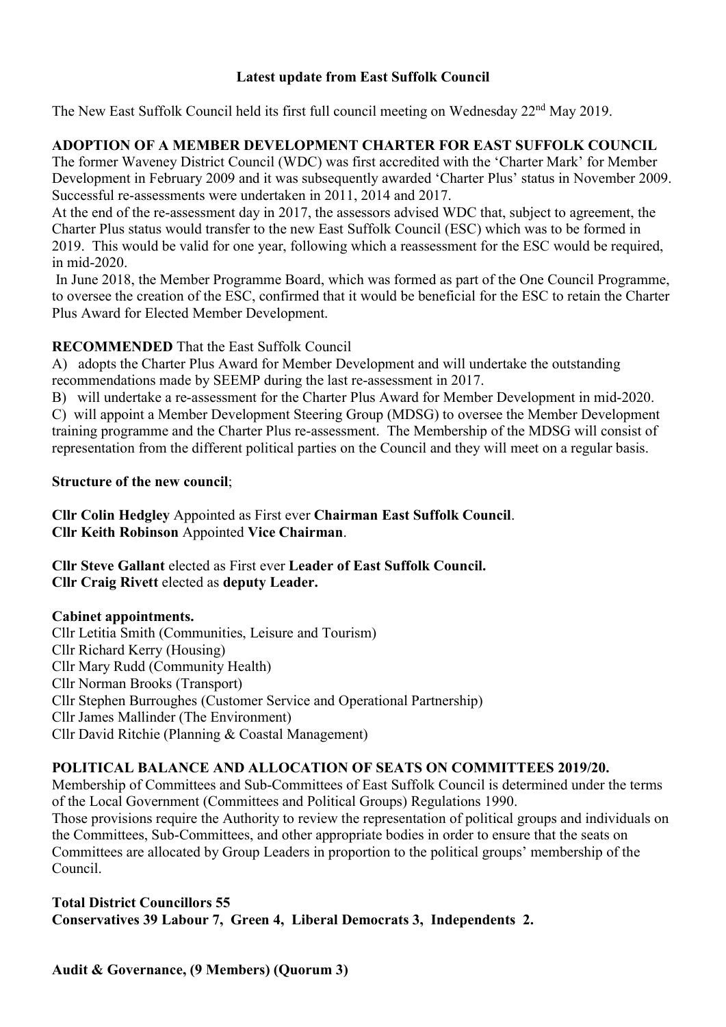# Latest update from East Suffolk Council

The New East Suffolk Council held its first full council meeting on Wednesday 22nd May 2019.

## ADOPTION OF A MEMBER DEVELOPMENT CHARTER FOR EAST SUFFOLK COUNCIL

The former Waveney District Council (WDC) was first accredited with the 'Charter Mark' for Member Development in February 2009 and it was subsequently awarded 'Charter Plus' status in November 2009. Successful re-assessments were undertaken in 2011, 2014 and 2017.

At the end of the re-assessment day in 2017, the assessors advised WDC that, subject to agreement, the Charter Plus status would transfer to the new East Suffolk Council (ESC) which was to be formed in 2019. This would be valid for one year, following which a reassessment for the ESC would be required, in mid-2020.

In June 2018, the Member Programme Board, which was formed as part of the One Council Programme, to oversee the creation of the ESC, confirmed that it would be beneficial for the ESC to retain the Charter Plus Award for Elected Member Development.

**RECOMMENDED** That the East Suffolk Council

A) adopts the Charter Plus Award for Member Development and will undertake the outstanding recommendations made by SEEMP during the last re-assessment in 2017.

B) will undertake a re-assessment for the Charter Plus Award for Member Development in mid-2020.

C) will appoint a Member Development Steering Group (MDSG) to oversee the Member Development training programme and the Charter Plus re-assessment. The Membership of the MDSG will consist of representation from the different political parties on the Council and they will meet on a regular basis.

**Structure of the new council**;

**Cllr Colin Hedgley** Appointed as First ever **Chairman East Suffolk Council**.
**Cllr Keith Robinson** Appointed **Vice Chairman**.

**Cllr Steve Gallant** elected as First ever **Leader of East Suffolk Council.**
**Cllr Craig Rivett** elected as **deputy Leader.**

**Cabinet appointments.**

Cllr Letitia Smith (Communities, Leisure and Tourism)
Cllr Richard Kerry (Housing)
Cllr Mary Rudd (Community Health)
Cllr Norman Brooks (Transport)
Cllr Stephen Burroughes (Customer Service and Operational Partnership)
Cllr James Mallinder (The Environment)
Cllr David Ritchie (Planning & Coastal Management)

## POLITICAL BALANCE AND ALLOCATION OF SEATS ON COMMITTEES 2019/20.

Membership of Committees and Sub-Committees of East Suffolk Council is determined under the terms of the Local Government (Committees and Political Groups) Regulations 1990.

Those provisions require the Authority to review the representation of political groups and individuals on the Committees, Sub-Committees, and other appropriate bodies in order to ensure that the seats on Committees are allocated by Group Leaders in proportion to the political groups' membership of the Council.

**Total District Councillors 55**
**Conservatives 39 Labour 7, Green 4, Liberal Democrats 3, Independents 2.**

**Audit & Governance, (9 Members) (Quorum 3)**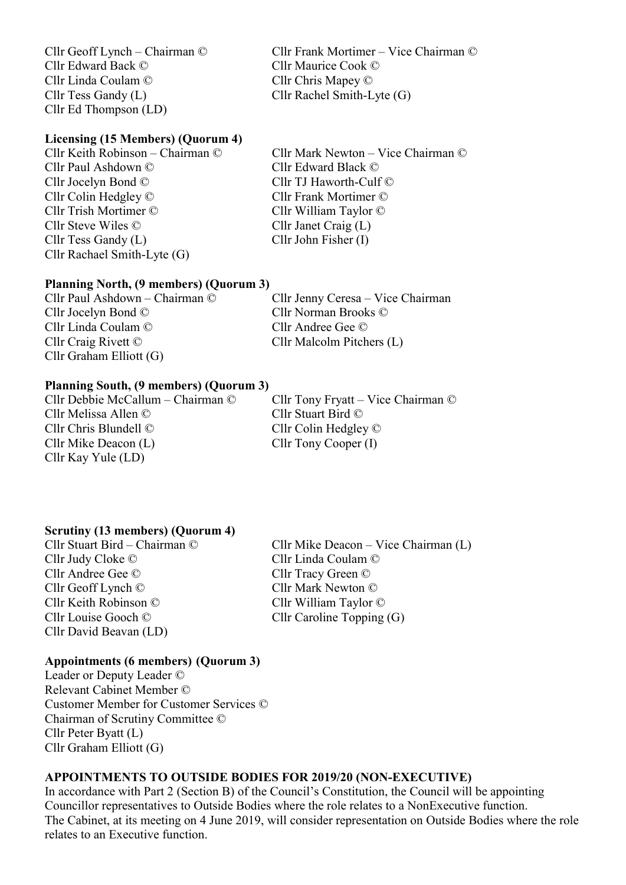Cllr Geoff Lynch – Chairman ©
Cllr Frank Mortimer – Vice Chairman ©
Cllr Edward Back ©
Cllr Maurice Cook ©
Cllr Linda Coulam ©
Cllr Chris Mapey ©
Cllr Tess Gandy (L)
Cllr Rachel Smith-Lyte (G)
Cllr Ed Thompson (LD)

**Licensing (15 Members) (Quorum 4)**

Cllr Keith Robinson – Chairman ©
Cllr Mark Newton – Vice Chairman ©
Cllr Paul Ashdown ©
Cllr Edward Black ©
Cllr Jocelyn Bond ©
Cllr TJ Haworth-Culf ©
Cllr Colin Hedgley ©
Cllr Frank Mortimer ©
Cllr Trish Mortimer ©
Cllr William Taylor ©
Cllr Steve Wiles ©
Cllr Janet Craig (L)
Cllr Tess Gandy (L)
Cllr John Fisher (I)
Cllr Rachael Smith-Lyte (G)

**Planning North, (9 members) (Quorum 3)**

Cllr Paul Ashdown – Chairman ©
Cllr Jenny Ceresa – Vice Chairman
Cllr Jocelyn Bond ©
Cllr Norman Brooks ©
Cllr Linda Coulam ©
Cllr Andree Gee ©
Cllr Craig Rivett ©
Cllr Malcolm Pitchers (L)
Cllr Graham Elliott (G)

**Planning South, (9 members) (Quorum 3)**

Cllr Debbie McCallum – Chairman ©
Cllr Tony Fryatt – Vice Chairman ©
Cllr Melissa Allen ©
Cllr Stuart Bird ©
Cllr Chris Blundell ©
Cllr Colin Hedgley ©
Cllr Mike Deacon (L)
Cllr Tony Cooper (I)
Cllr Kay Yule (LD)

**Scrutiny (13 members) (Quorum 4)**

Cllr Stuart Bird – Chairman ©
Cllr Mike Deacon – Vice Chairman (L)
Cllr Judy Cloke ©
Cllr Linda Coulam ©
Cllr Andree Gee ©
Cllr Tracy Green ©
Cllr Geoff Lynch ©
Cllr Mark Newton ©
Cllr Keith Robinson ©
Cllr William Taylor ©
Cllr Louise Gooch ©
Cllr Caroline Topping (G)
Cllr David Beavan (LD)

**Appointments (6 members) (Quorum 3)**

Leader or Deputy Leader ©
Relevant Cabinet Member ©
Customer Member for Customer Services ©
Chairman of Scrutiny Committee ©
Cllr Peter Byatt (L)
Cllr Graham Elliott (G)

**APPOINTMENTS TO OUTSIDE BODIES FOR 2019/20 (NON-EXECUTIVE)**

In accordance with Part 2 (Section B) of the Council's Constitution, the Council will be appointing Councillor representatives to Outside Bodies where the role relates to a NonExecutive function. The Cabinet, at its meeting on 4 June 2019, will consider representation on Outside Bodies where the role relates to an Executive function.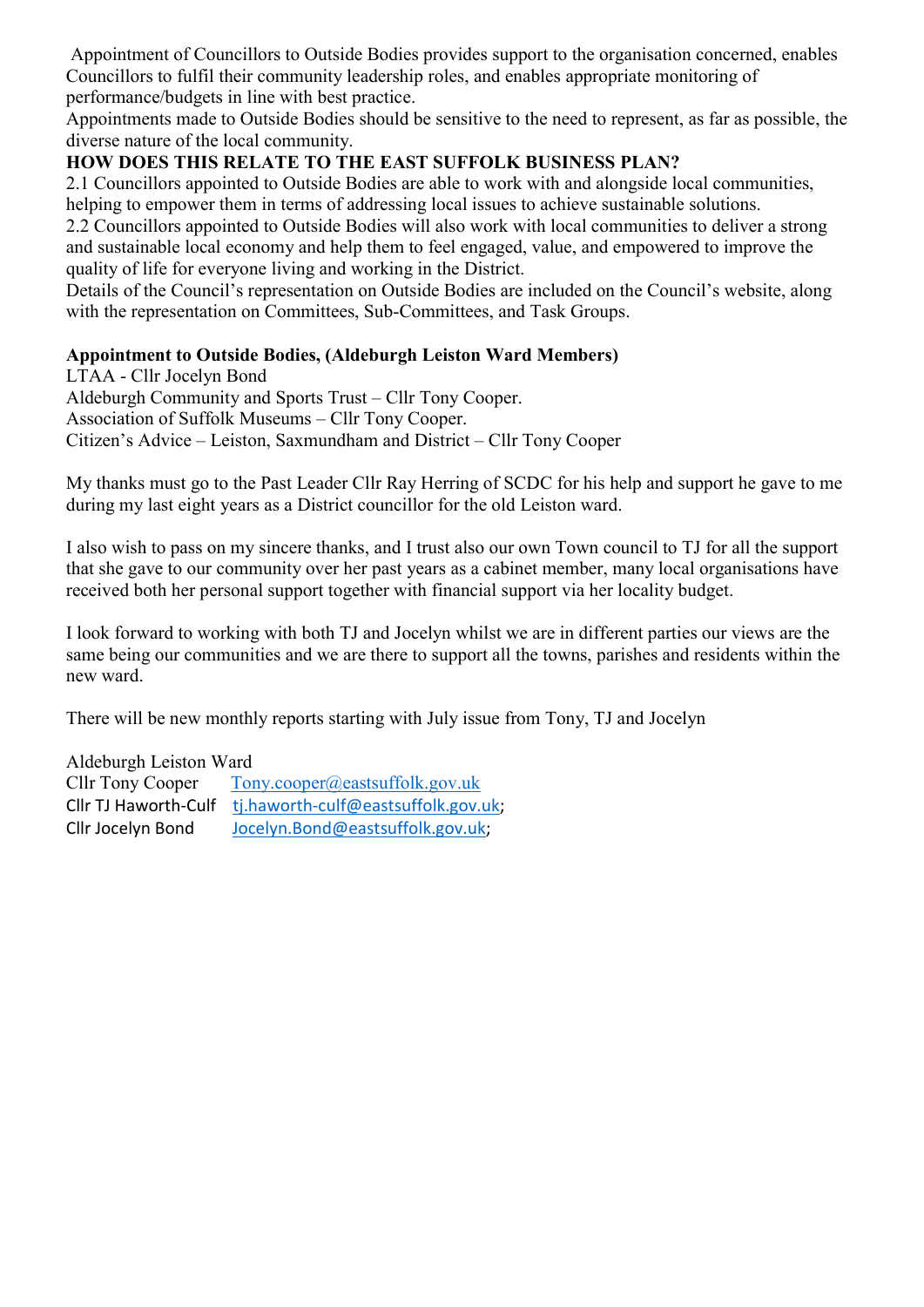Appointment of Councillors to Outside Bodies provides support to the organisation concerned, enables Councillors to fulfil their community leadership roles, and enables appropriate monitoring of performance/budgets in line with best practice.

Appointments made to Outside Bodies should be sensitive to the need to represent, as far as possible, the diverse nature of the local community.

**HOW DOES THIS RELATE TO THE EAST SUFFOLK BUSINESS PLAN?**

2.1 Councillors appointed to Outside Bodies are able to work with and alongside local communities, helping to empower them in terms of addressing local issues to achieve sustainable solutions.

2.2 Councillors appointed to Outside Bodies will also work with local communities to deliver a strong and sustainable local economy and help them to feel engaged, value, and empowered to improve the quality of life for everyone living and working in the District.

Details of the Council's representation on Outside Bodies are included on the Council's website, along with the representation on Committees, Sub-Committees, and Task Groups.

**Appointment to Outside Bodies, (Aldeburgh Leiston Ward Members)**

LTAA - Cllr Jocelyn Bond
Aldeburgh Community and Sports Trust – Cllr Tony Cooper.
Association of Suffolk Museums – Cllr Tony Cooper.
Citizen's Advice – Leiston, Saxmundham and District – Cllr Tony Cooper

My thanks must go to the Past Leader Cllr Ray Herring of SCDC for his help and support he gave to me during my last eight years as a District councillor for the old Leiston ward.

I also wish to pass on my sincere thanks, and I trust also our own Town council to TJ for all the support that she gave to our community over her past years as a cabinet member, many local organisations have received both her personal support together with financial support via her locality budget.

I look forward to working with both TJ and Jocelyn whilst we are in different parties our views are the same being our communities and we are there to support all the towns, parishes and residents within the new ward.

There will be new monthly reports starting with July issue from Tony, TJ and Jocelyn

Aldeburgh Leiston Ward
Cllr Tony Cooper Tony.cooper@eastsuffolk.gov.uk
Cllr TJ Haworth-Culf tj.haworth-culf@eastsuffolk.gov.uk;
Cllr Jocelyn Bond Jocelyn.Bond@eastsuffolk.gov.uk;